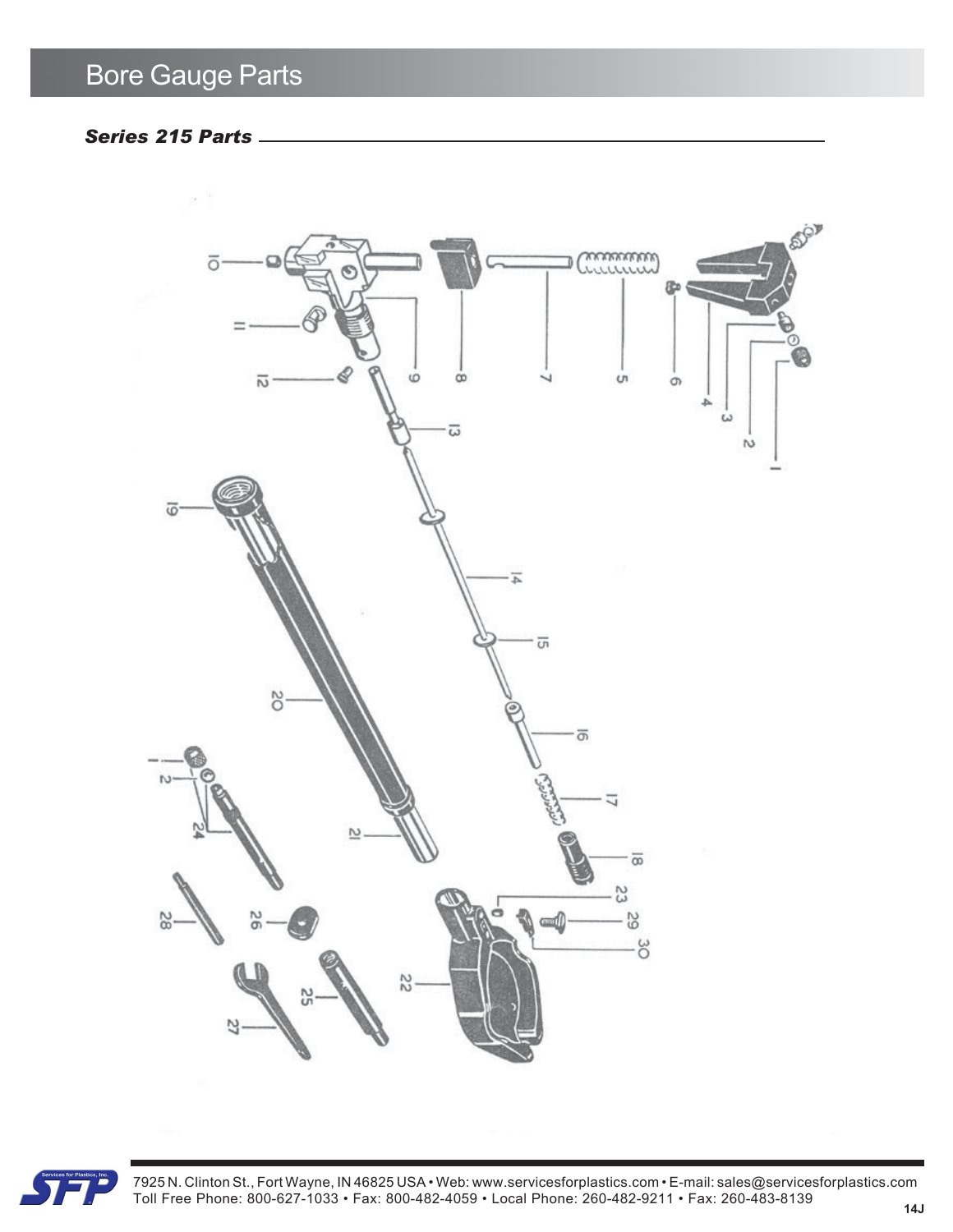# Bore Gauge Parts

### *Series 215 Parts*

1
2
3
4
5
6
7
8
9
10
11
12
13
14
15
16
17
18
19
20
21
22
23
24
25
26
27
28
29
30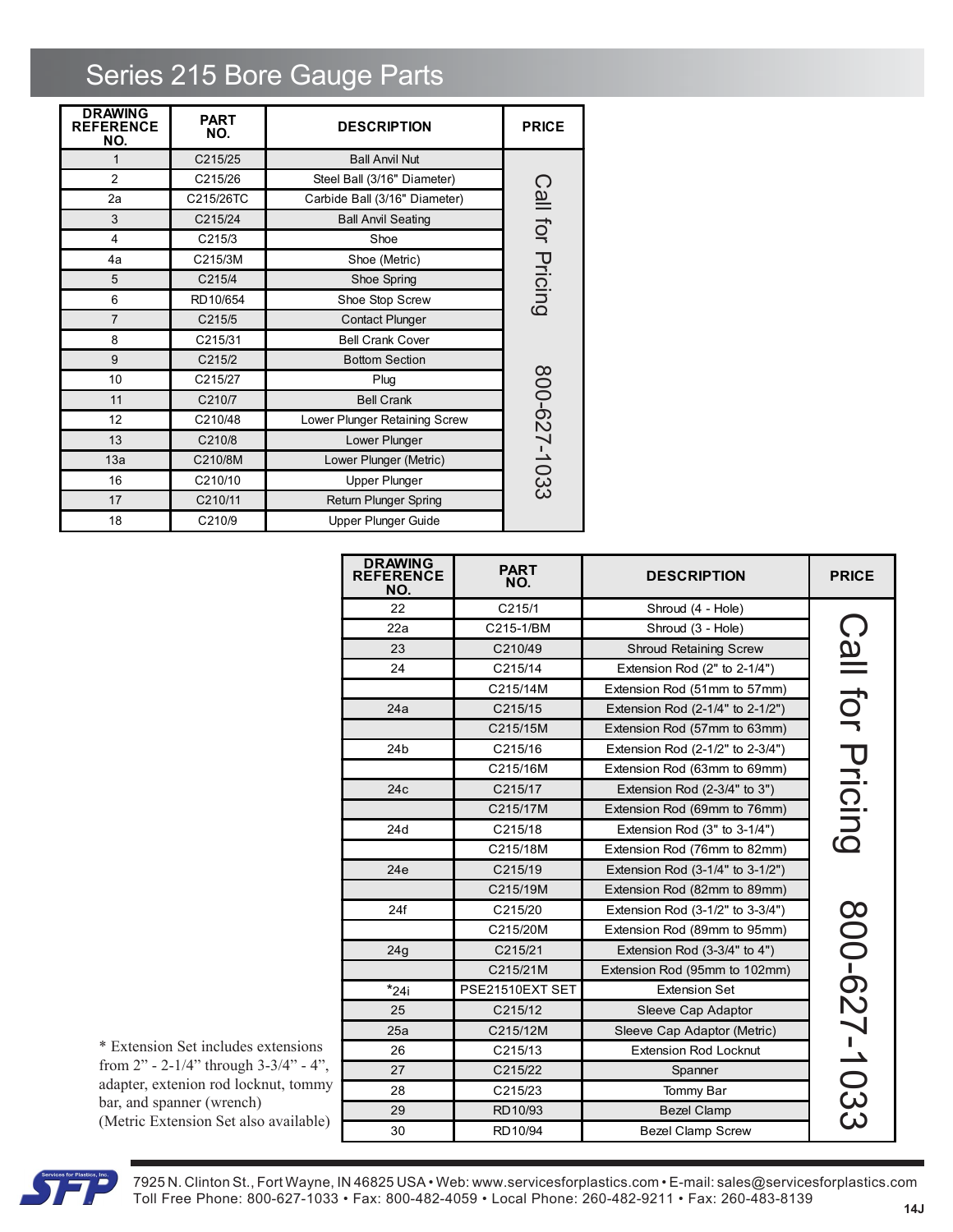# Series 215 Bore Gauge Parts

| DRAWING REFERENCE NO. | PART NO. | DESCRIPTION | PRICE |
|---|---|---|---|
| 1 | C215/25 | Ball Anvil Nut | Call for Pricing 800-627-1033 |
| 2 | C215/26 | Steel Ball (3/16" Diameter) | |
| 2a | C215/26TC | Carbide Ball (3/16" Diameter) | |
| 3 | C215/24 | Ball Anvil Seating | |
| 4 | C215/3 | Shoe | |
| 4a | C215/3M | Shoe (Metric) | |
| 5 | C215/4 | Shoe Spring | |
| 6 | RD10/654 | Shoe Stop Screw | |
| 7 | C215/5 | Contact Plunger | |
| 8 | C215/31 | Bell Crank Cover | |
| 9 | C215/2 | Bottom Section | |
| 10 | C215/27 | Plug | |
| 11 | C210/7 | Bell Crank | |
| 12 | C210/48 | Lower Plunger Retaining Screw | |
| 13 | C210/8 | Lower Plunger | |
| 13a | C210/8M | Lower Plunger (Metric) | |
| 16 | C210/10 | Upper Plunger | |
| 17 | C210/11 | Return Plunger Spring | |
| 18 | C210/9 | Upper Plunger Guide | |

| DRAWING REFERENCE NO. | PART NO. | DESCRIPTION | PRICE |
|---|---|---|---|
| 22 | C215/1 | Shroud (4 - Hole) | Call for Pricing 800-627-1033 |
| 22a | C215-1/BM | Shroud (3 - Hole) | |
| 23 | C210/49 | Shroud Retaining Screw | |
| 24 | C215/14 | Extension Rod (2" to 2-1/4") | |
| | C215/14M | Extension Rod (51mm to 57mm) | |
| 24a | C215/15 | Extension Rod (2-1/4" to 2-1/2") | |
| | C215/15M | Extension Rod (57mm to 63mm) | |
| 24b | C215/16 | Extension Rod (2-1/2" to 2-3/4") | |
| | C215/16M | Extension Rod (63mm to 69mm) | |
| 24c | C215/17 | Extension Rod (2-3/4" to 3") | |
| | C215/17M | Extension Rod (69mm to 76mm) | |
| 24d | C215/18 | Extension Rod (3" to 3-1/4") | |
| | C215/18M | Extension Rod (76mm to 82mm) | |
| 24e | C215/19 | Extension Rod (3-1/4" to 3-1/2") | |
| | C215/19M | Extension Rod (82mm to 89mm) | |
| 24f | C215/20 | Extension Rod (3-1/2" to 3-3/4") | |
| | C215/20M | Extension Rod (89mm to 95mm) | |
| 24g | C215/21 | Extension Rod (3-3/4" to 4") | |
| | C215/21M | Extension Rod (95mm to 102mm) | |
| *24i | PSE21510EXT SET | Extension Set | |
| 25 | C215/12 | Sleeve Cap Adaptor | |
| 25a | C215/12M | Sleeve Cap Adaptor (Metric) | |
| 26 | C215/13 | Extension Rod Locknut | |
| 27 | C215/22 | Spanner | |
| 28 | C215/23 | Tommy Bar | |
| 29 | RD10/93 | Bezel Clamp | |
| 30 | RD10/94 | Bezel Clamp Screw | |

* Extension Set includes extensions from 2” - 2-1/4” through 3-3/4” - 4”, adapter, extenion rod locknut, tommy bar, and spanner (wrench)
(Metric Extension Set also available)

7925 N. Clinton St., Fort Wayne, IN 46825 USA • Web: www.servicesforplastics.com • E-mail: sales@servicesforplastics.com
Toll Free Phone: 800-627-1033 • Fax: 800-482-4059 • Local Phone: 260-482-9211 • Fax: 260-483-8139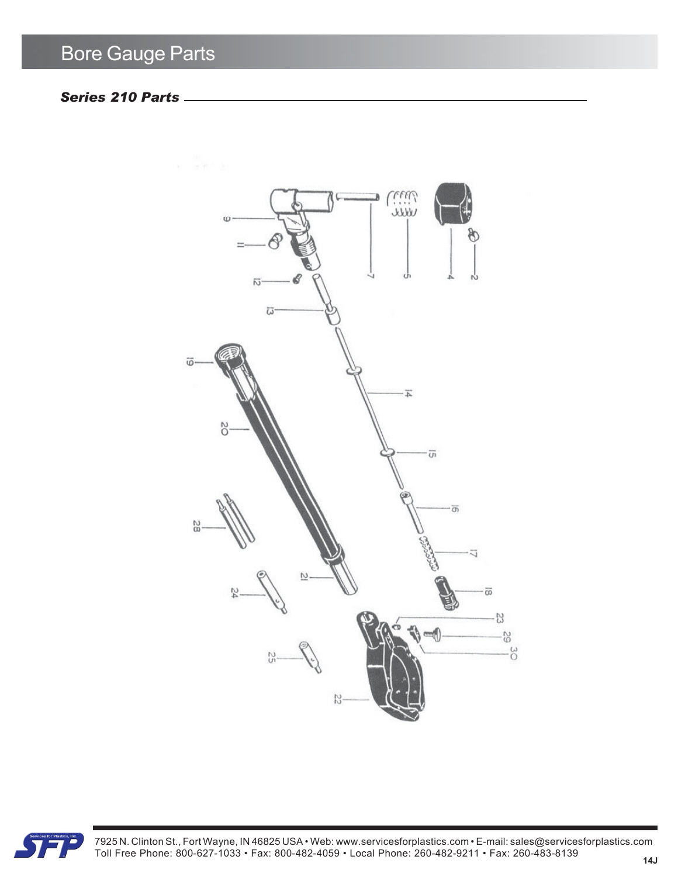# Bore Gauge Parts

## *Series 210 Parts*

9 11 12 13 7 5 4 2 19 14 20 15 16 28 17 21 24 18 23 29 30 25 22

7925 N. Clinton St., Fort Wayne, IN 46825 USA • Web: www.servicesforplastics.com • E-mail: sales@servicesforplastics.com
Toll Free Phone: 800-627-1033 • Fax: 800-482-4059 • Local Phone: 260-482-9211 • Fax: 260-483-8139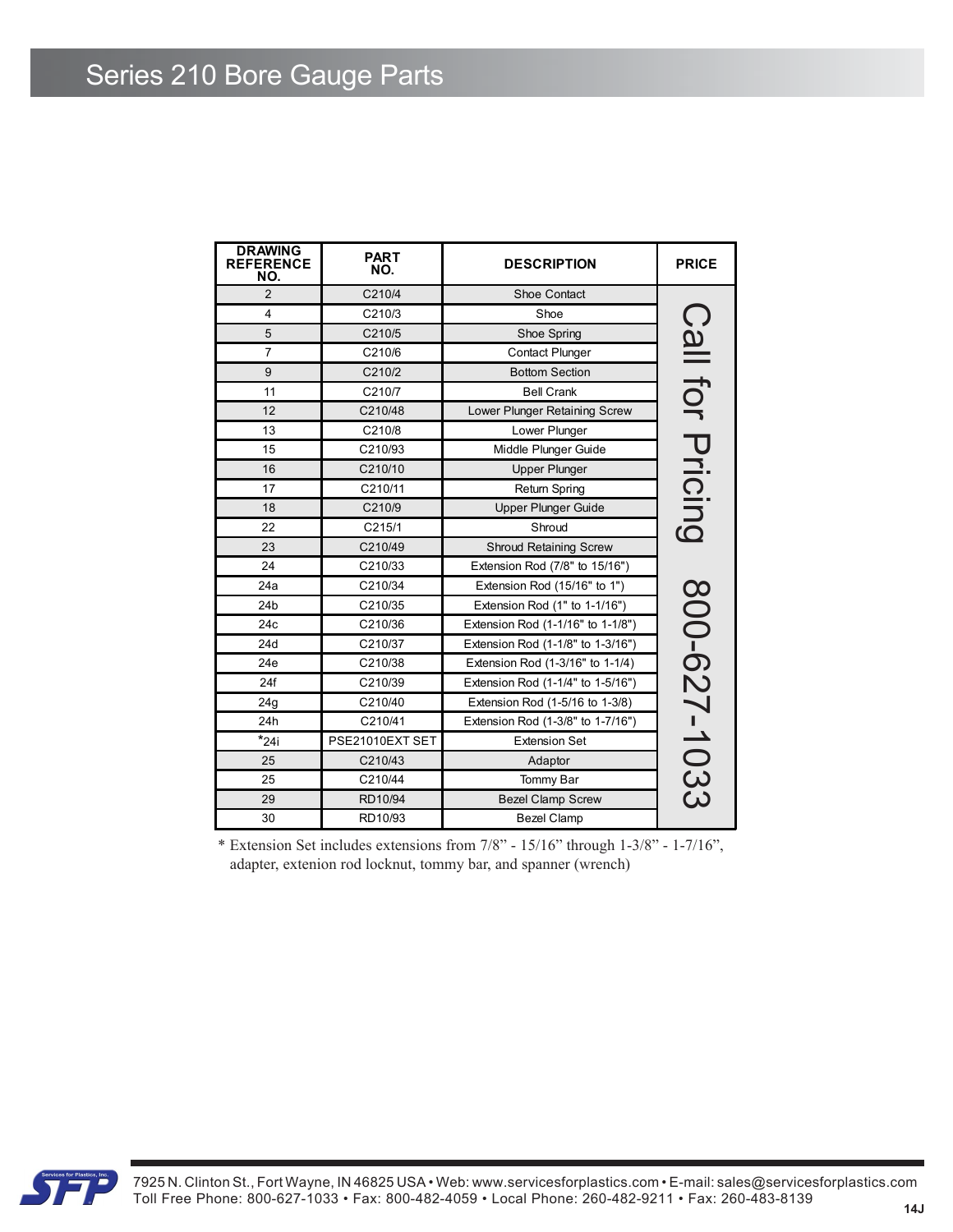# Series 210 Bore Gauge Parts

| DRAWING REFERENCE NO. | PART NO. | DESCRIPTION | PRICE |
|---|---|---|---|
| 2 | C210/4 | Shoe Contact | Call for Pricing 800-627-1033 |
| 4 | C210/3 | Shoe | |
| 5 | C210/5 | Shoe Spring | |
| 7 | C210/6 | Contact Plunger | |
| 9 | C210/2 | Bottom Section | |
| 11 | C210/7 | Bell Crank | |
| 12 | C210/48 | Lower Plunger Retaining Screw | |
| 13 | C210/8 | Lower Plunger | |
| 15 | C210/93 | Middle Plunger Guide | |
| 16 | C210/10 | Upper Plunger | |
| 17 | C210/11 | Return Spring | |
| 18 | C210/9 | Upper Plunger Guide | |
| 22 | C215/1 | Shroud | |
| 23 | C210/49 | Shroud Retaining Screw | |
| 24 | C210/33 | Extension Rod (7/8" to 15/16") | |
| 24a | C210/34 | Extension Rod (15/16" to 1") | |
| 24b | C210/35 | Extension Rod (1" to 1-1/16") | |
| 24c | C210/36 | Extension Rod (1-1/16" to 1-1/8") | |
| 24d | C210/37 | Extension Rod (1-1/8" to 1-3/16") | |
| 24e | C210/38 | Extension Rod (1-3/16" to 1-1/4) | |
| 24f | C210/39 | Extension Rod (1-1/4" to 1-5/16") | |
| 24g | C210/40 | Extension Rod (1-5/16 to 1-3/8) | |
| 24h | C210/41 | Extension Rod (1-3/8" to 1-7/16") | |
| *24i | PSE21010EXT SET | Extension Set | |
| 25 | C210/43 | Adaptor | |
| 25 | C210/44 | Tommy Bar | |
| 29 | RD10/94 | Bezel Clamp Screw | |
| 30 | RD10/93 | Bezel Clamp | |

* Extension Set includes extensions from 7/8" - 15/16" through 1-3/8" - 1-7/16", adapter, extenion rod locknut, tommy bar, and spanner (wrench)

7925 N. Clinton St., Fort Wayne, IN 46825 USA • Web: www.servicesforplastics.com • E-mail: sales@servicesforplastics.com
Toll Free Phone: 800-627-1033 • Fax: 800-482-4059 • Local Phone: 260-482-9211 • Fax: 260-483-8139